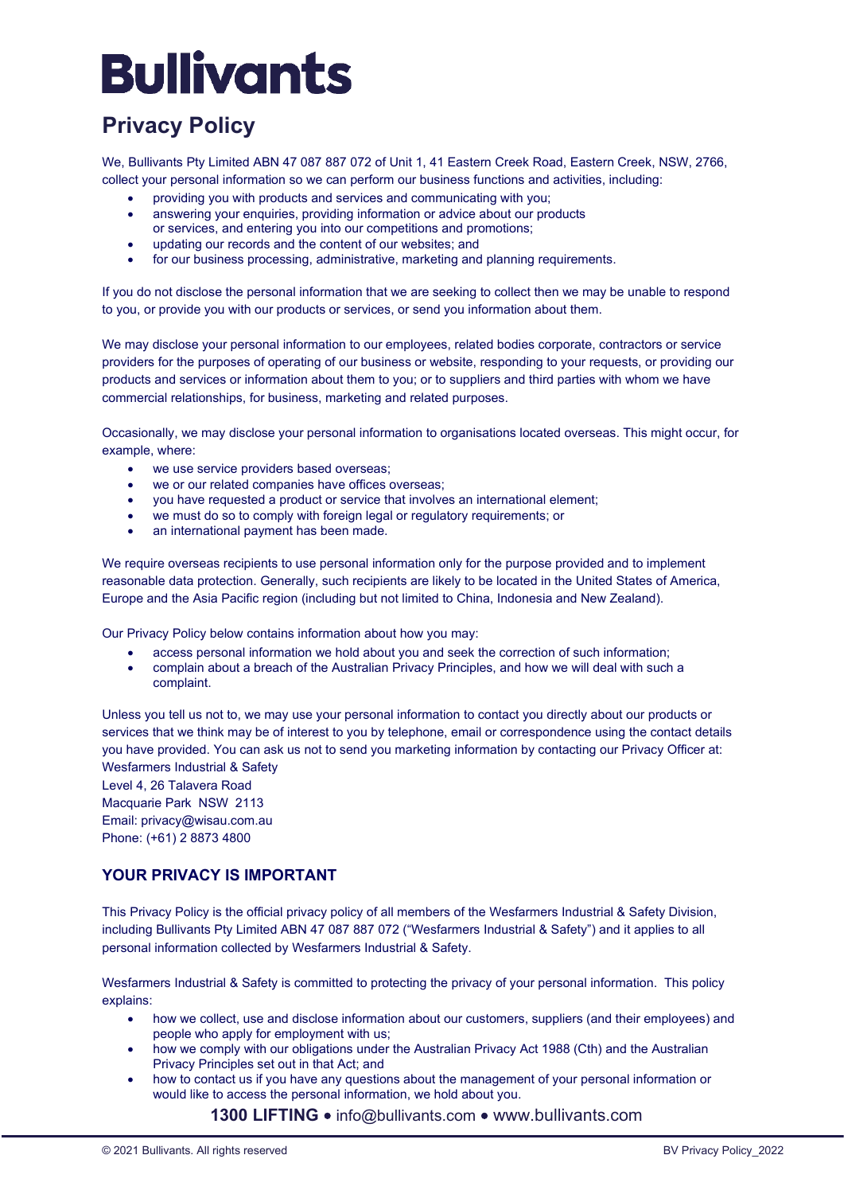# Bullivants

## Privacy Policy

We, Bullivants Pty Limited ABN 47 087 887 072 of Unit 1, 41 Eastern Creek Road, Eastern Creek, NSW, 2766, collect your personal information so we can perform our business functions and activities, including:

- providing you with products and services and communicating with you;
- answering your enquiries, providing information or advice about our products or services, and entering you into our competitions and promotions;
- updating our records and the content of our websites; and
- for our business processing, administrative, marketing and planning requirements.

If you do not disclose the personal information that we are seeking to collect then we may be unable to respond to you, or provide you with our products or services, or send you information about them.

We may disclose your personal information to our employees, related bodies corporate, contractors or service providers for the purposes of operating of our business or website, responding to your requests, or providing our products and services or information about them to you; or to suppliers and third parties with whom we have commercial relationships, for business, marketing and related purposes.

Occasionally, we may disclose your personal information to organisations located overseas. This might occur, for example, where:

- we use service providers based overseas;
- we or our related companies have offices overseas;
- you have requested a product or service that involves an international element;
- we must do so to comply with foreign legal or regulatory requirements; or
- an international payment has been made.

We require overseas recipients to use personal information only for the purpose provided and to implement reasonable data protection. Generally, such recipients are likely to be located in the United States of America, Europe and the Asia Pacific region (including but not limited to China, Indonesia and New Zealand).

Our Privacy Policy below contains information about how you may:

- access personal information we hold about you and seek the correction of such information;
- complain about a breach of the Australian Privacy Principles, and how we will deal with such a complaint.

Unless you tell us not to, we may use your personal information to contact you directly about our products or services that we think may be of interest to you by telephone, email or correspondence using the contact details you have provided. You can ask us not to send you marketing information by contacting our Privacy Officer at:
Wesfarmers Industrial & Safety
Level 4, 26 Talavera Road
Macquarie Park NSW 2113
Email: privacy@wisau.com.au
Phone: (+61) 2 8873 4800

### YOUR PRIVACY IS IMPORTANT

This Privacy Policy is the official privacy policy of all members of the Wesfarmers Industrial & Safety Division, including Bullivants Pty Limited ABN 47 087 887 072 ("Wesfarmers Industrial & Safety") and it applies to all personal information collected by Wesfarmers Industrial & Safety.

Wesfarmers Industrial & Safety is committed to protecting the privacy of your personal information. This policy explains:

- how we collect, use and disclose information about our customers, suppliers (and their employees) and people who apply for employment with us;
- how we comply with our obligations under the Australian Privacy Act 1988 (Cth) and the Australian Privacy Principles set out in that Act; and
- how to contact us if you have any questions about the management of your personal information or would like to access the personal information, we hold about you.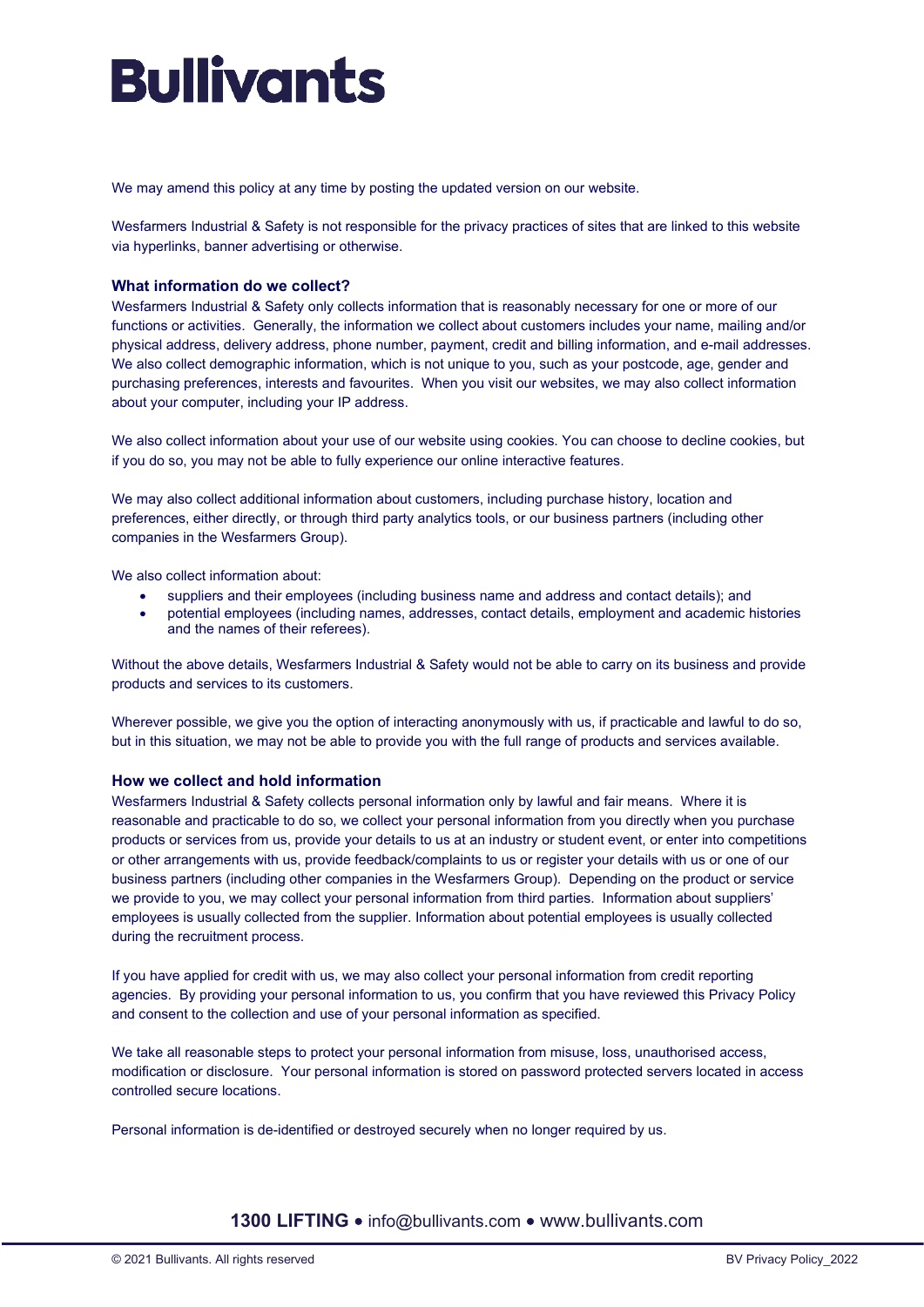We may amend this policy at any time by posting the updated version on our website.

Wesfarmers Industrial & Safety is not responsible for the privacy practices of sites that are linked to this website via hyperlinks, banner advertising or otherwise.

### What information do we collect?

Wesfarmers Industrial & Safety only collects information that is reasonably necessary for one or more of our functions or activities. Generally, the information we collect about customers includes your name, mailing and/or physical address, delivery address, phone number, payment, credit and billing information, and e-mail addresses. We also collect demographic information, which is not unique to you, such as your postcode, age, gender and purchasing preferences, interests and favourites. When you visit our websites, we may also collect information about your computer, including your IP address.

We also collect information about your use of our website using cookies. You can choose to decline cookies, but if you do so, you may not be able to fully experience our online interactive features.

We may also collect additional information about customers, including purchase history, location and preferences, either directly, or through third party analytics tools, or our business partners (including other companies in the Wesfarmers Group).

We also collect information about:

- suppliers and their employees (including business name and address and contact details); and
- potential employees (including names, addresses, contact details, employment and academic histories and the names of their referees).

Without the above details, Wesfarmers Industrial & Safety would not be able to carry on its business and provide products and services to its customers.

Wherever possible, we give you the option of interacting anonymously with us, if practicable and lawful to do so, but in this situation, we may not be able to provide you with the full range of products and services available.

### How we collect and hold information

Wesfarmers Industrial & Safety collects personal information only by lawful and fair means. Where it is reasonable and practicable to do so, we collect your personal information from you directly when you purchase products or services from us, provide your details to us at an industry or student event, or enter into competitions or other arrangements with us, provide feedback/complaints to us or register your details with us or one of our business partners (including other companies in the Wesfarmers Group). Depending on the product or service we provide to you, we may collect your personal information from third parties. Information about suppliers' employees is usually collected from the supplier. Information about potential employees is usually collected during the recruitment process.

If you have applied for credit with us, we may also collect your personal information from credit reporting agencies. By providing your personal information to us, you confirm that you have reviewed this Privacy Policy and consent to the collection and use of your personal information as specified.

We take all reasonable steps to protect your personal information from misuse, loss, unauthorised access, modification or disclosure. Your personal information is stored on password protected servers located in access controlled secure locations.

Personal information is de-identified or destroyed securely when no longer required by us.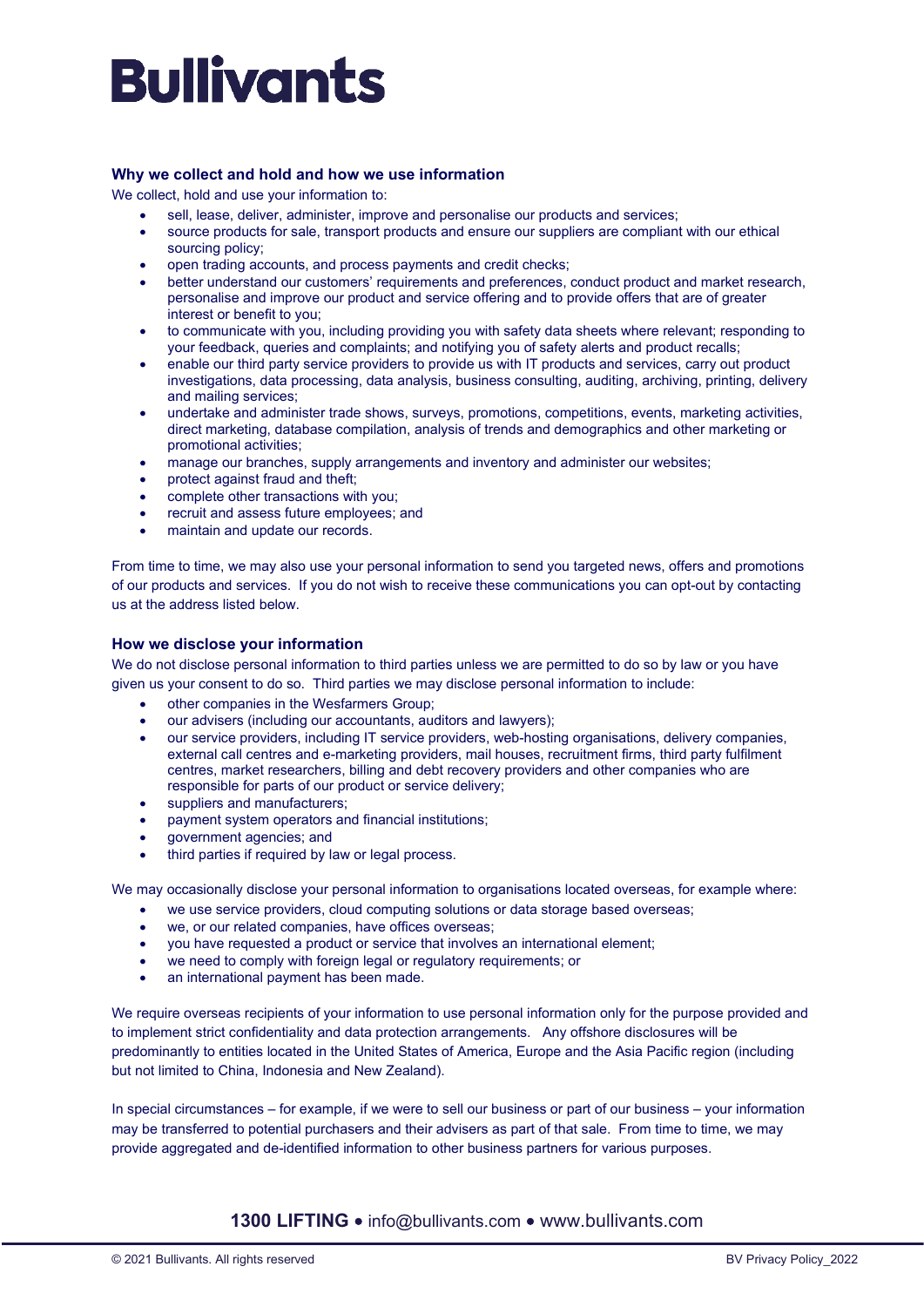## Why we collect and hold and how we use information

We collect, hold and use your information to:

- sell, lease, deliver, administer, improve and personalise our products and services;
- source products for sale, transport products and ensure our suppliers are compliant with our ethical sourcing policy;
- open trading accounts, and process payments and credit checks;
- better understand our customers' requirements and preferences, conduct product and market research, personalise and improve our product and service offering and to provide offers that are of greater interest or benefit to you;
- to communicate with you, including providing you with safety data sheets where relevant; responding to your feedback, queries and complaints; and notifying you of safety alerts and product recalls;
- enable our third party service providers to provide us with IT products and services, carry out product investigations, data processing, data analysis, business consulting, auditing, archiving, printing, delivery and mailing services;
- undertake and administer trade shows, surveys, promotions, competitions, events, marketing activities, direct marketing, database compilation, analysis of trends and demographics and other marketing or promotional activities;
- manage our branches, supply arrangements and inventory and administer our websites;
- protect against fraud and theft;
- complete other transactions with you;
- recruit and assess future employees; and
- maintain and update our records.

From time to time, we may also use your personal information to send you targeted news, offers and promotions of our products and services. If you do not wish to receive these communications you can opt-out by contacting us at the address listed below.

## How we disclose your information

We do not disclose personal information to third parties unless we are permitted to do so by law or you have given us your consent to do so. Third parties we may disclose personal information to include:

- other companies in the Wesfarmers Group;
- our advisers (including our accountants, auditors and lawyers);
- our service providers, including IT service providers, web-hosting organisations, delivery companies, external call centres and e-marketing providers, mail houses, recruitment firms, third party fulfilment centres, market researchers, billing and debt recovery providers and other companies who are responsible for parts of our product or service delivery;
- suppliers and manufacturers;
- payment system operators and financial institutions;
- government agencies; and
- third parties if required by law or legal process.

We may occasionally disclose your personal information to organisations located overseas, for example where:

- we use service providers, cloud computing solutions or data storage based overseas;
- we, or our related companies, have offices overseas;
- you have requested a product or service that involves an international element;
- we need to comply with foreign legal or regulatory requirements; or
- an international payment has been made.

We require overseas recipients of your information to use personal information only for the purpose provided and to implement strict confidentiality and data protection arrangements. Any offshore disclosures will be predominantly to entities located in the United States of America, Europe and the Asia Pacific region (including but not limited to China, Indonesia and New Zealand).

In special circumstances – for example, if we were to sell our business or part of our business – your information may be transferred to potential purchasers and their advisers as part of that sale. From time to time, we may provide aggregated and de-identified information to other business partners for various purposes.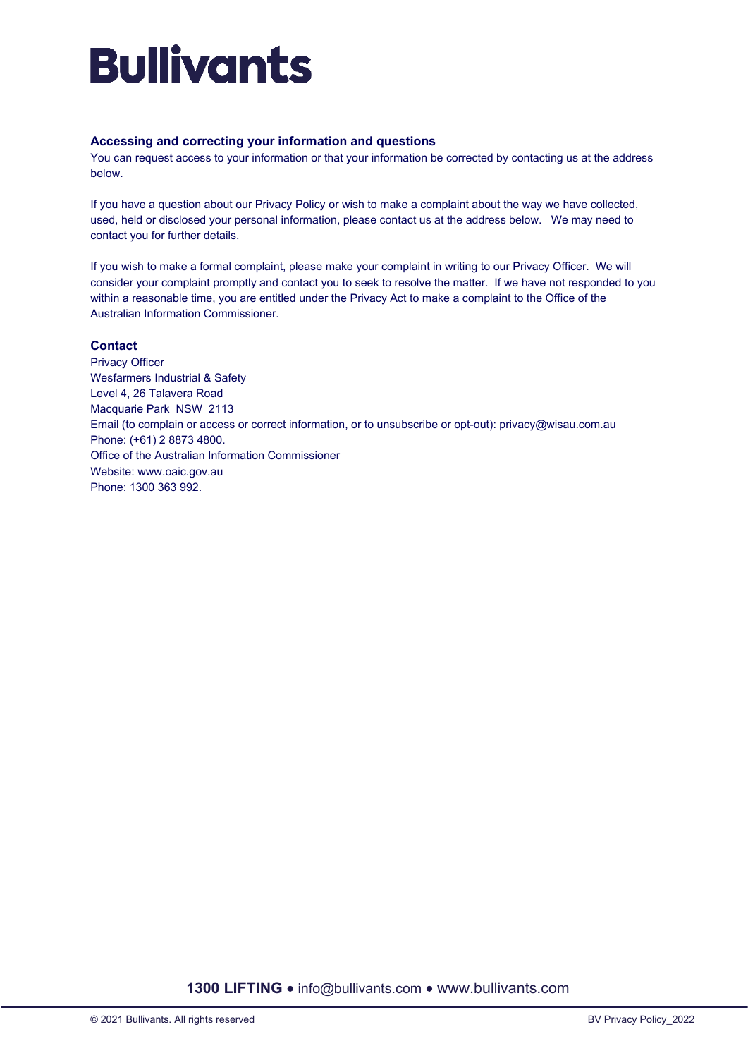### Accessing and correcting your information and questions

You can request access to your information or that your information be corrected by contacting us at the address below.

If you have a question about our Privacy Policy or wish to make a complaint about the way we have collected, used, held or disclosed your personal information, please contact us at the address below. We may need to contact you for further details.

If you wish to make a formal complaint, please make your complaint in writing to our Privacy Officer. We will consider your complaint promptly and contact you to seek to resolve the matter. If we have not responded to you within a reasonable time, you are entitled under the Privacy Act to make a complaint to the Office of the Australian Information Commissioner.

### Contact

Privacy Officer
Wesfarmers Industrial & Safety
Level 4, 26 Talavera Road
Macquarie Park NSW 2113
Email (to complain or access or correct information, or to unsubscribe or opt-out): privacy@wisau.com.au
Phone: (+61) 2 8873 4800.
Office of the Australian Information Commissioner
Website: www.oaic.gov.au
Phone: 1300 363 992.